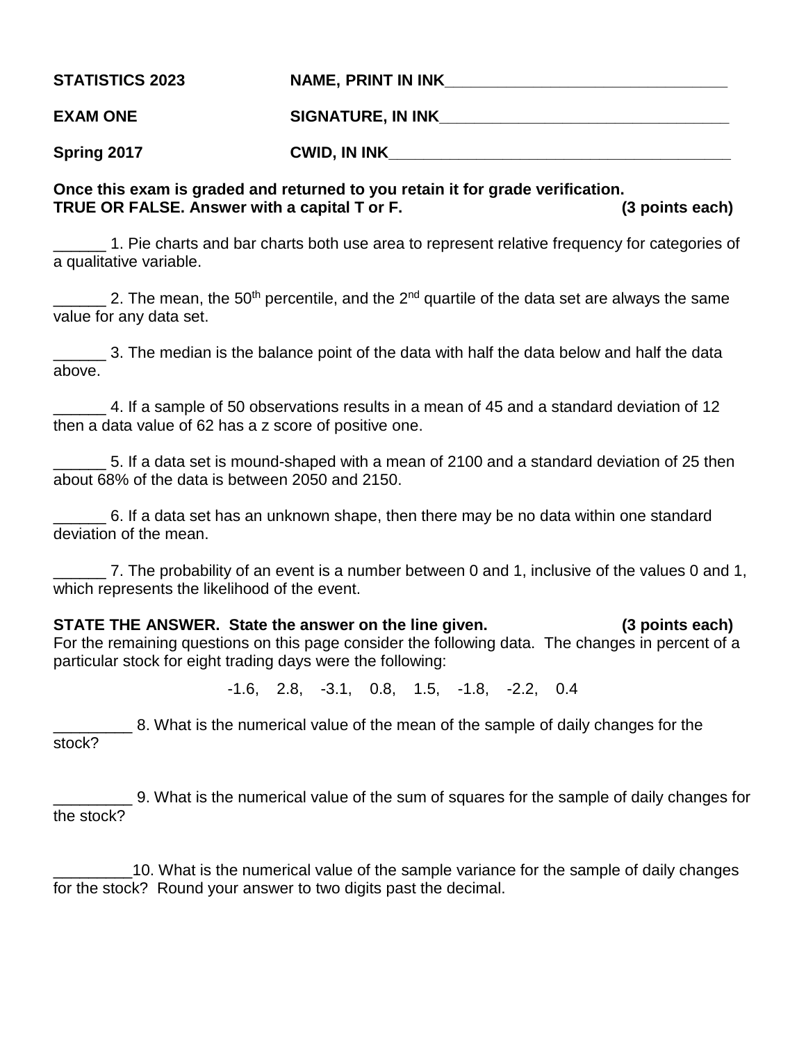**STATISTICS 2023** NAME, PRINT IN INK________________________________

**EXAM ONE** SIGNATURE, IN INK________________________________

**Spring 2017** CWID, IN INK______________________________________

**Once this exam is graded and returned to you retain it for grade verification.**
**TRUE OR FALSE. Answer with a capital T or F. (3 points each)**

______ 1. Pie charts and bar charts both use area to represent relative frequency for categories of a qualitative variable.

______ 2. The mean, the $50^{th}$ percentile, and the $2^{nd}$ quartile of the data set are always the same value for any data set.

______ 3. The median is the balance point of the data with half the data below and half the data above.

______ 4. If a sample of 50 observations results in a mean of 45 and a standard deviation of 12 then a data value of 62 has a z score of positive one.

______ 5. If a data set is mound-shaped with a mean of 2100 and a standard deviation of 25 then about 68% of the data is between 2050 and 2150.

______ 6. If a data set has an unknown shape, then there may be no data within one standard deviation of the mean.

______ 7. The probability of an event is a number between 0 and 1, inclusive of the values 0 and 1, which represents the likelihood of the event.

**STATE THE ANSWER. State the answer on the line given. (3 points each)**
For the remaining questions on this page consider the following data. The changes in percent of a particular stock for eight trading days were the following:

-1.6, 2.8, -3.1, 0.8, 1.5, -1.8, -2.2, 0.4

_________ 8. What is the numerical value of the mean of the sample of daily changes for the stock?

_________ 9. What is the numerical value of the sum of squares for the sample of daily changes for the stock?

_________10. What is the numerical value of the sample variance for the sample of daily changes for the stock? Round your answer to two digits past the decimal.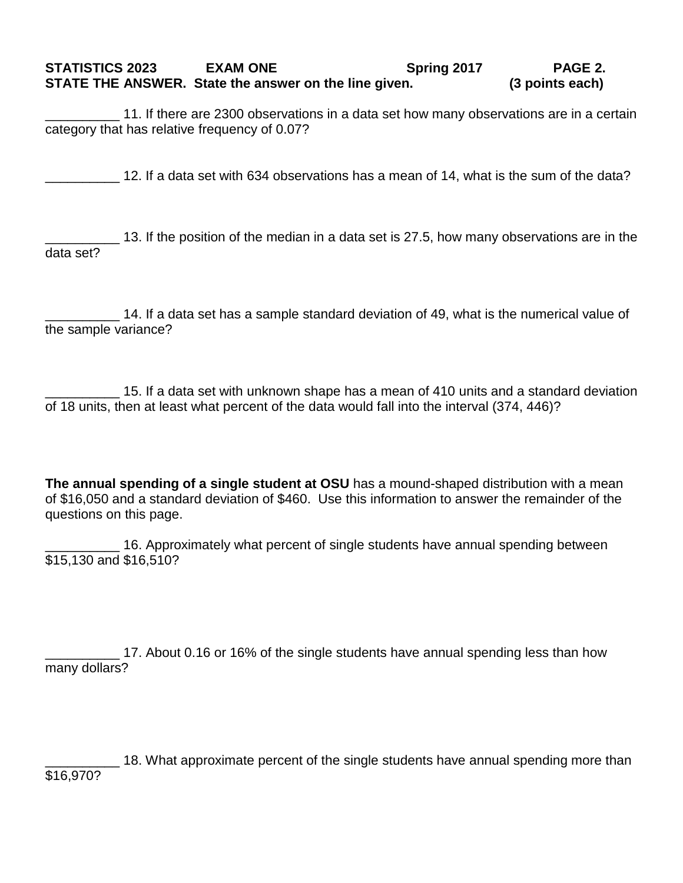**STATISTICS 2023 EXAM ONE Spring 2017 PAGE 2.**

**STATE THE ANSWER. State the answer on the line given. (3 points each)**

__________ 11. If there are 2300 observations in a data set how many observations are in a certain category that has relative frequency of 0.07?

__________ 12. If a data set with 634 observations has a mean of 14, what is the sum of the data?

__________ 13. If the position of the median in a data set is 27.5, how many observations are in the data set?

__________ 14. If a data set has a sample standard deviation of 49, what is the numerical value of the sample variance?

__________ 15. If a data set with unknown shape has a mean of 410 units and a standard deviation of 18 units, then at least what percent of the data would fall into the interval (374, 446)?

**The annual spending of a single student at OSU** has a mound-shaped distribution with a mean of $16,050 and a standard deviation of $460. Use this information to answer the remainder of the questions on this page.

__________ 16. Approximately what percent of single students have annual spending between $15,130 and $16,510?

__________ 17. About 0.16 or 16% of the single students have annual spending less than how many dollars?

__________ 18. What approximate percent of the single students have annual spending more than $16,970?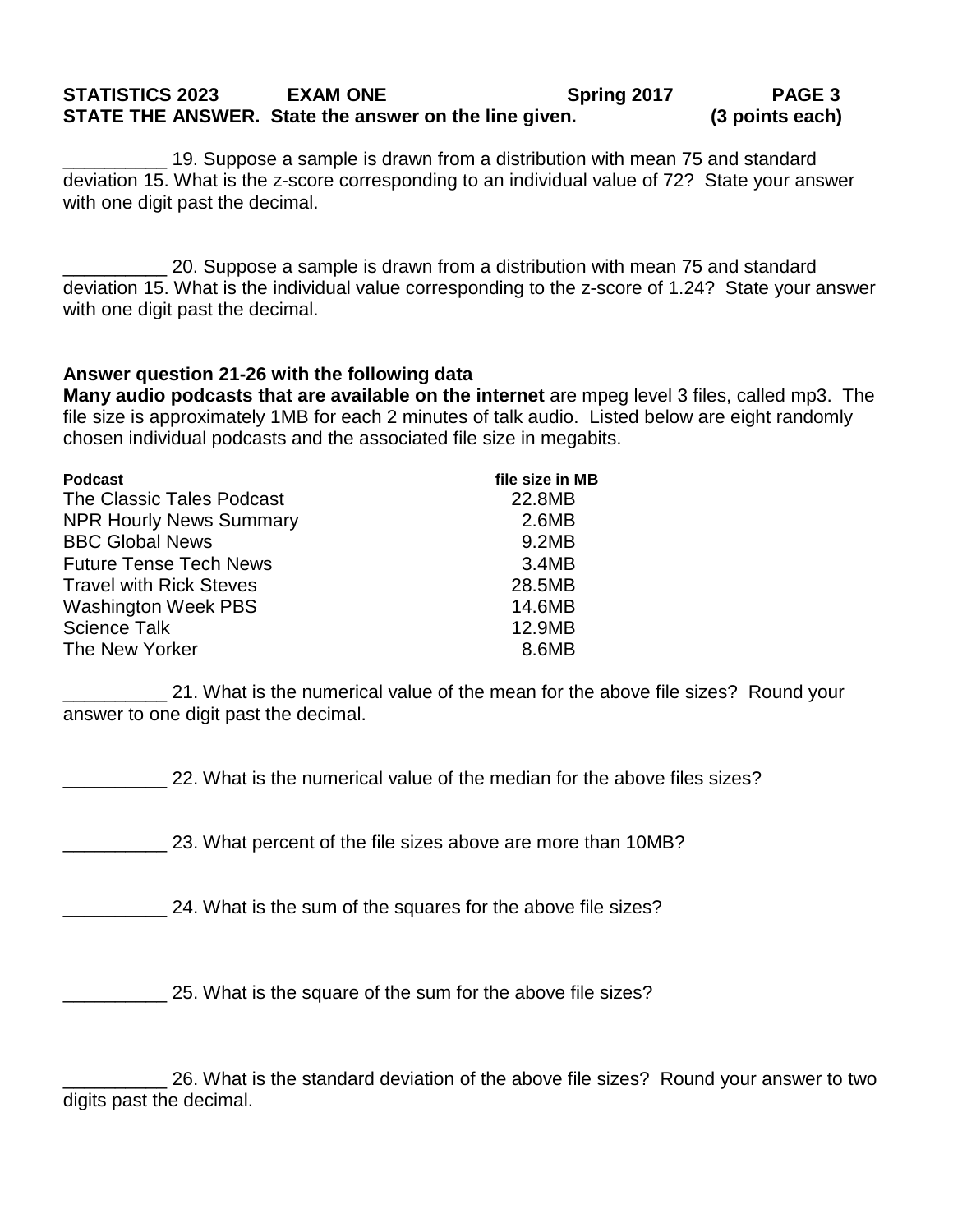**STATISTICS 2023 EXAM ONE Spring 2017 PAGE 3**

**STATE THE ANSWER. State the answer on the line given. (3 points each)**

__________ 19. Suppose a sample is drawn from a distribution with mean 75 and standard deviation 15. What is the z-score corresponding to an individual value of 72? State your answer with one digit past the decimal.

__________ 20. Suppose a sample is drawn from a distribution with mean 75 and standard deviation 15. What is the individual value corresponding to the z-score of 1.24? State your answer with one digit past the decimal.

**Answer question 21-26 with the following data**

**Many audio podcasts that are available on the internet** are mpeg level 3 files, called mp3. The file size is approximately 1MB for each 2 minutes of talk audio. Listed below are eight randomly chosen individual podcasts and the associated file size in megabits.

| **Podcast** | **file size in MB** |
|---|---|
| The Classic Tales Podcast | 22.8MB |
| NPR Hourly News Summary | 2.6MB |
| BBC Global News | 9.2MB |
| Future Tense Tech News | 3.4MB |
| Travel with Rick Steves | 28.5MB |
| Washington Week PBS | 14.6MB |
| Science Talk | 12.9MB |
| The New Yorker | 8.6MB |

__________ 21. What is the numerical value of the mean for the above file sizes? Round your answer to one digit past the decimal.

__________ 22. What is the numerical value of the median for the above files sizes?

__________ 23. What percent of the file sizes above are more than 10MB?

__________ 24. What is the sum of the squares for the above file sizes?

__________ 25. What is the square of the sum for the above file sizes?

__________ 26. What is the standard deviation of the above file sizes? Round your answer to two digits past the decimal.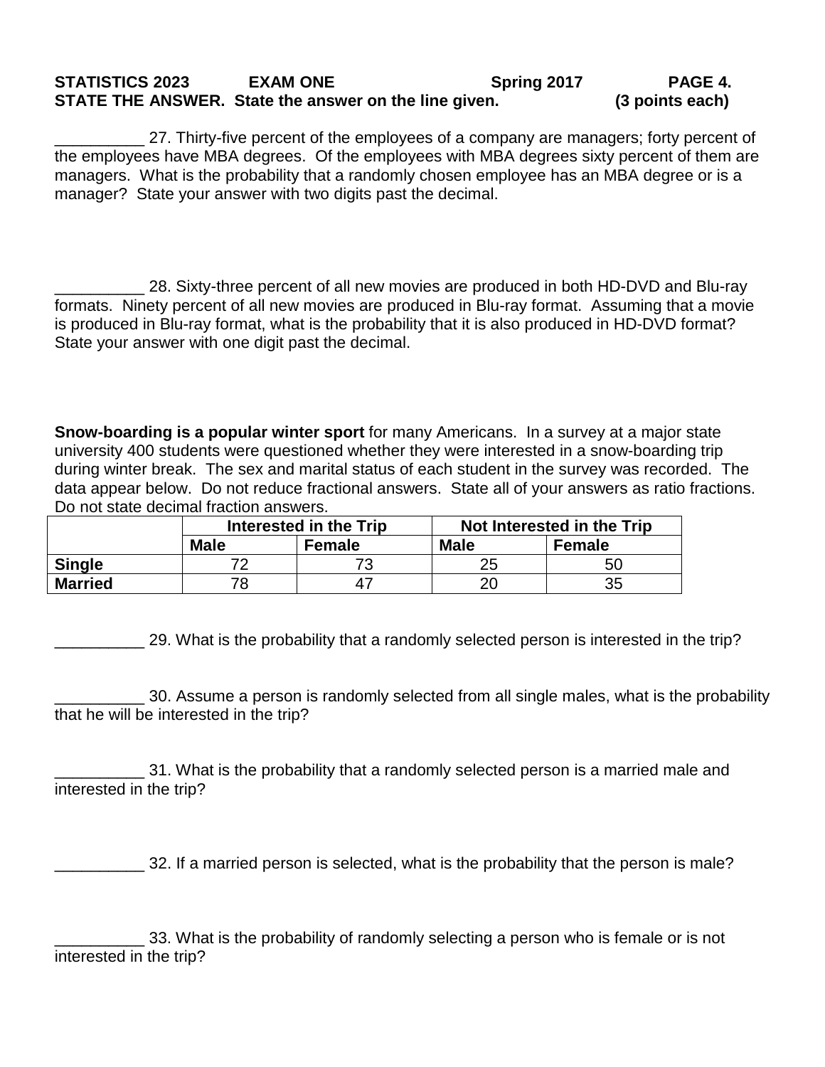**STATISTICS 2023 EXAM ONE Spring 2017 PAGE 4.**
**STATE THE ANSWER. State the answer on the line given. (3 points each)**

__________ 27. Thirty-five percent of the employees of a company are managers; forty percent of the employees have MBA degrees. Of the employees with MBA degrees sixty percent of them are managers. What is the probability that a randomly chosen employee has an MBA degree or is a manager? State your answer with two digits past the decimal.

__________ 28. Sixty-three percent of all new movies are produced in both HD-DVD and Blu-ray formats. Ninety percent of all new movies are produced in Blu-ray format. Assuming that a movie is produced in Blu-ray format, what is the probability that it is also produced in HD-DVD format? State your answer with one digit past the decimal.

**Snow-boarding is a popular winter sport** for many Americans. In a survey at a major state university 400 students were questioned whether they were interested in a snow-boarding trip during winter break. The sex and marital status of each student in the survey was recorded. The data appear below. Do not reduce fractional answers. State all of your answers as ratio fractions. Do not state decimal fraction answers.

| | **Interested in the Trip** | | **Not Interested in the Trip** | |
|---|---|---|---|---|
| | **Male** | **Female** | **Male** | **Female** |
| **Single** | 72 | 73 | 25 | 50 |
| **Married** | 78 | 47 | 20 | 35 |

__________ 29. What is the probability that a randomly selected person is interested in the trip?

__________ 30. Assume a person is randomly selected from all single males, what is the probability that he will be interested in the trip?

__________ 31. What is the probability that a randomly selected person is a married male and interested in the trip?

__________ 32. If a married person is selected, what is the probability that the person is male?

__________ 33. What is the probability of randomly selecting a person who is female or is not interested in the trip?